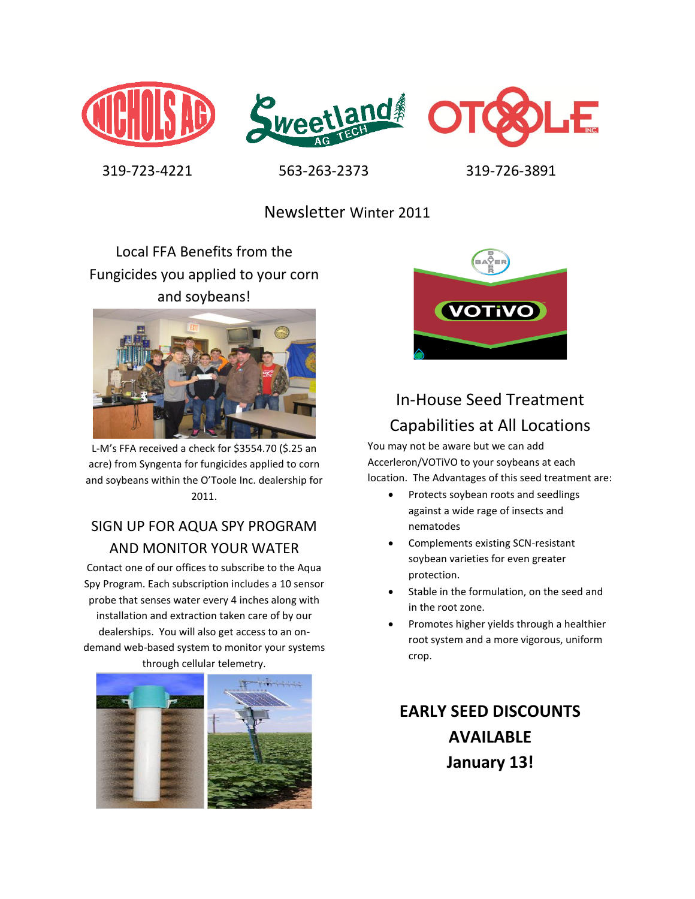NICHOLS AG | Sweetland AG TECH | OTOOLE INC.

319-723-4221 | 563-263-2373 | 319-726-3891

# Newsletter Winter 2011

## Local FFA Benefits from the Fungicides you applied to your corn and soybeans!

L-M's FFA received a check for $3554.70 ($.25 an acre) from Syngenta for fungicides applied to corn and soybeans within the O'Toole Inc. dealership for 2011.

## SIGN UP FOR AQUA SPY PROGRAM AND MONITOR YOUR WATER

Contact one of our offices to subscribe to the Aqua Spy Program. Each subscription includes a 10 sensor probe that senses water every 4 inches along with installation and extraction taken care of by our dealerships. You will also get access to an on-demand web-based system to monitor your systems through cellular telemetry.

## In-House Seed Treatment Capabilities at All Locations

You may not be aware but we can add Accerleron/VOTiVO to your soybeans at each location. The Advantages of this seed treatment are:

- Protects soybean roots and seedlings against a wide rage of insects and nematodes
- Complements existing SCN-resistant soybean varieties for even greater protection.
- Stable in the formulation, on the seed and in the root zone.
- Promotes higher yields through a healthier root system and a more vigorous, uniform crop.

**EARLY SEED DISCOUNTS AVAILABLE January 13!**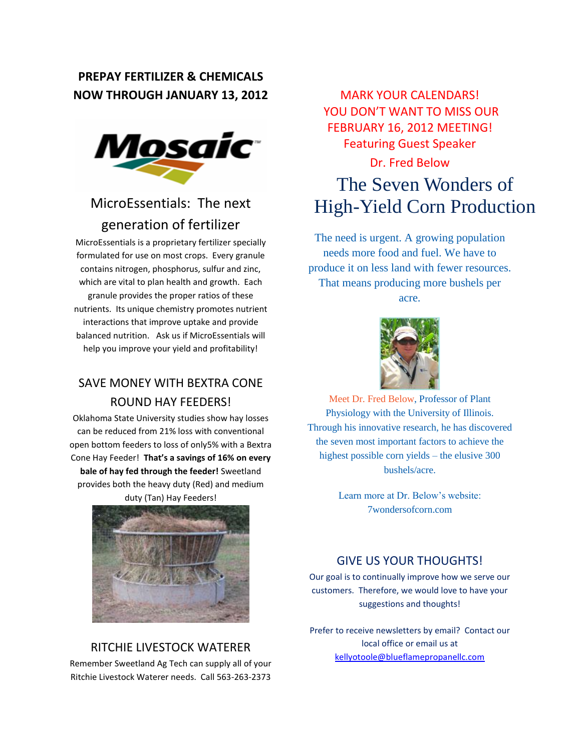## PREPAY FERTILIZER & CHEMICALS NOW THROUGH JANUARY 13, 2012

### MicroEssentials: The next generation of fertilizer

MicroEssentials is a proprietary fertilizer specially formulated for use on most crops. Every granule contains nitrogen, phosphorus, sulfur and zinc, which are vital to plan health and growth. Each granule provides the proper ratios of these nutrients. Its unique chemistry promotes nutrient interactions that improve uptake and provide balanced nutrition. Ask us if MicroEssentials will help you improve your yield and profitability!

### SAVE MONEY WITH BEXTRA CONE ROUND HAY FEEDERS!

Oklahoma State University studies show hay losses can be reduced from 21% loss with conventional open bottom feeders to loss of only5% with a Bextra Cone Hay Feeder! **That's a savings of 16% on every bale of hay fed through the feeder!** Sweetland provides both the heavy duty (Red) and medium duty (Tan) Hay Feeders!

### RITCHIE LIVESTOCK WATERER

Remember Sweetland Ag Tech can supply all of your Ritchie Livestock Waterer needs. Call 563-263-2373

MARK YOUR CALENDARS!
YOU DON'T WANT TO MISS OUR FEBRUARY 16, 2012 MEETING!
Featuring Guest Speaker
Dr. Fred Below

## The Seven Wonders of High-Yield Corn Production

The need is urgent. A growing population needs more food and fuel. We have to produce it on less land with fewer resources. That means producing more bushels per acre.

Meet Dr. Fred Below, Professor of Plant Physiology with the University of Illinois. Through his innovative research, he has discovered the seven most important factors to achieve the highest possible corn yields – the elusive 300 bushels/acre.

Learn more at Dr. Below's website: 7wondersofcorn.com

### GIVE US YOUR THOUGHTS!

Our goal is to continually improve how we serve our customers. Therefore, we would love to have your suggestions and thoughts!

Prefer to receive newsletters by email? Contact our local office or email us at kellyotoole@blueflamepropanellc.com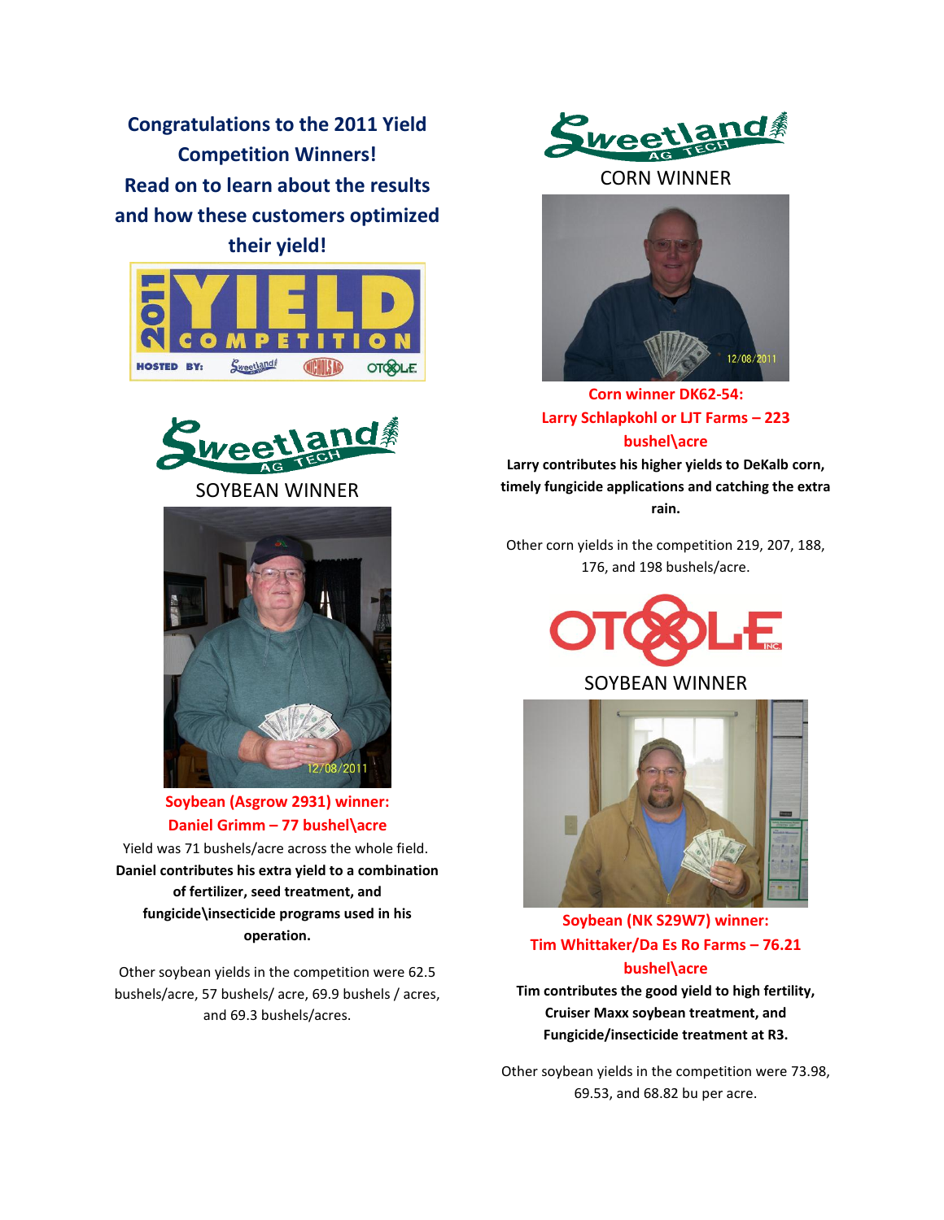## Congratulations to the 2011 Yield Competition Winners!
## Read on to learn about the results and how these customers optimized their yield!

2011 YIELD COMPETITION

HOSTED BY: Sweetland, Nichols Ag, Otoole

Sweetland AG TECH

SOYBEAN WINNER

**Soybean (Asgrow 2931) winner: Daniel Grimm – 77 bushel\acre**

Yield was 71 bushels/acre across the whole field.

**Daniel contributes his extra yield to a combination of fertilizer, seed treatment, and fungicide\insecticide programs used in his operation.**

Other soybean yields in the competition were 62.5 bushels/acre, 57 bushels/ acre, 69.9 bushels / acres, and 69.3 bushels/acres.

Sweetland AG TECH

CORN WINNER

**Corn winner DK62-54: Larry Schlapkohl or LJT Farms – 223 bushel\acre**

**Larry contributes his higher yields to DeKalb corn, timely fungicide applications and catching the extra rain.**

Other corn yields in the competition 219, 207, 188, 176, and 198 bushels/acre.

OTOOLE INC.

SOYBEAN WINNER

**Soybean (NK S29W7) winner: Tim Whittaker/Da Es Ro Farms – 76.21 bushel\acre**

**Tim contributes the good yield to high fertility, Cruiser Maxx soybean treatment, and Fungicide/insecticide treatment at R3.**

Other soybean yields in the competition were 73.98, 69.53, and 68.82 bu per acre.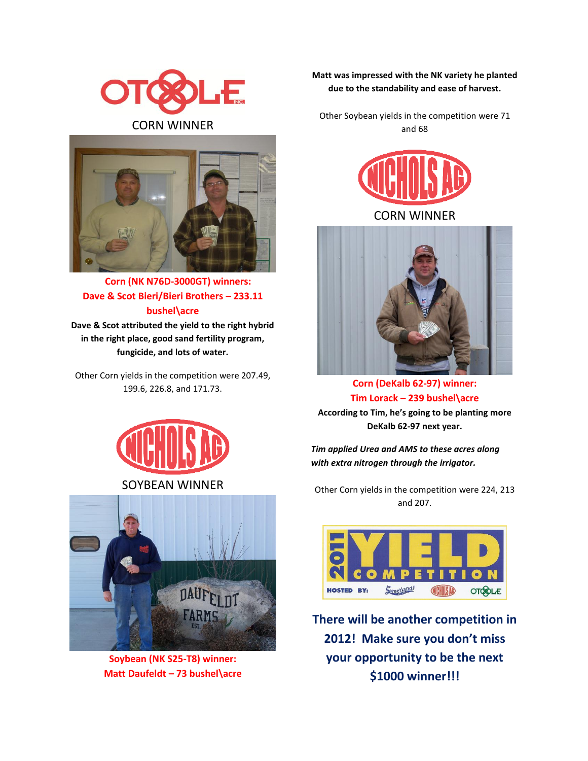CORN WINNER

**Corn (NK N76D-3000GT) winners:**
**Dave & Scot Bieri/Bieri Brothers – 233.11 bushel\acre**

**Dave & Scot attributed the yield to the right hybrid in the right place, good sand fertility program, fungicide, and lots of water.**

Other Corn yields in the competition were 207.49, 199.6, 226.8, and 171.73.

SOYBEAN WINNER

**Soybean (NK S25-T8) winner:**
**Matt Daufeldt – 73 bushel\acre**

**Matt was impressed with the NK variety he planted due to the standability and ease of harvest.**

Other Soybean yields in the competition were 71 and 68

CORN WINNER

**Corn (DeKalb 62-97) winner:**
**Tim Lorack – 239 bushel\acre**

**According to Tim, he's going to be planting more DeKalb 62-97 next year.**

***Tim applied Urea and AMS to these acres along with extra nitrogen through the irrigator.***

Other Corn yields in the competition were 224, 213 and 207.

2011 YIELD COMPETITION

HOSTED BY: Sweetland, Nichols Ag, Otoole

## There will be another competition in 2012! Make sure you don't miss your opportunity to be the next $1000 winner!!!